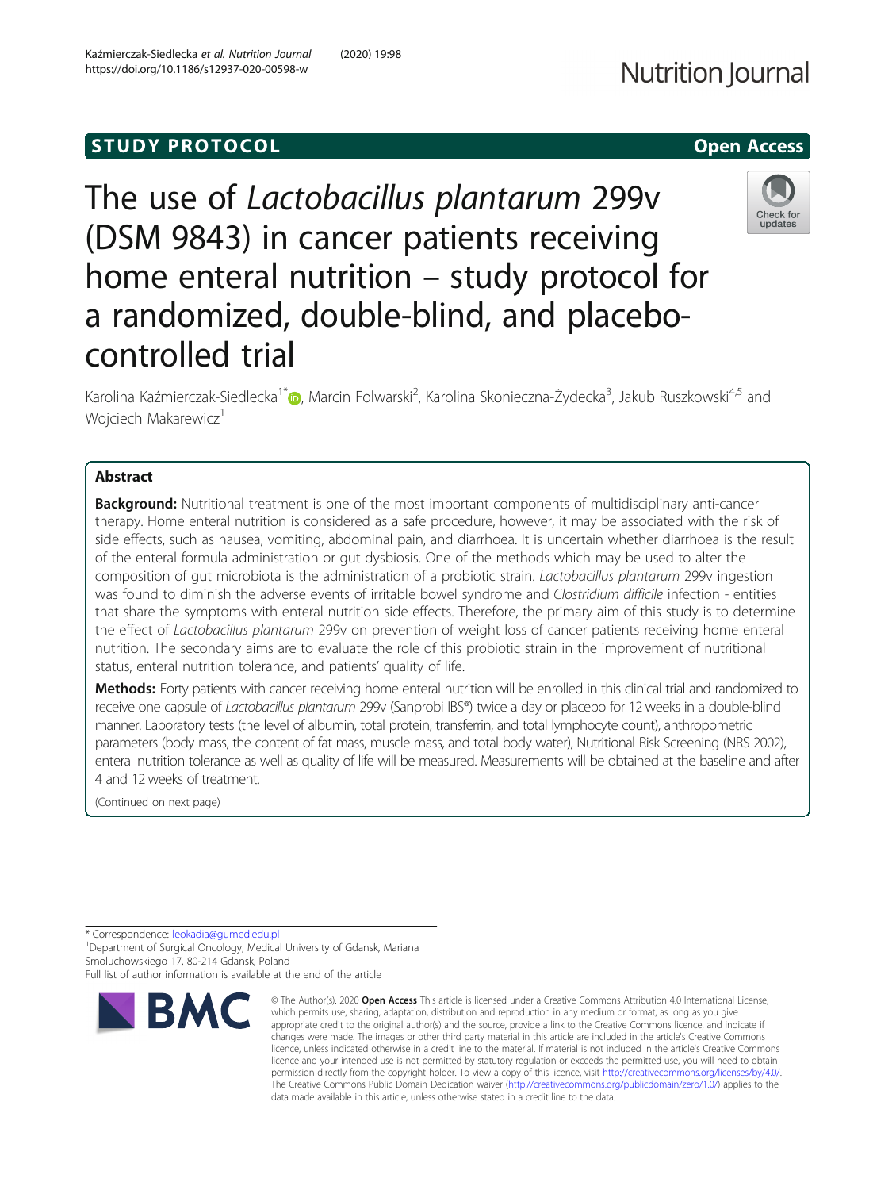**STUDY PROTOCOL** **Open Access**

# The use of *Lactobacillus plantarum* 299v (DSM 9843) in cancer patients receiving home enteral nutrition – study protocol for a randomized, double-blind, and placebo-controlled trial

Karolina Kaźmierczak-Siedlecka[1*], Marcin Folwarski[2], Karolina Skonieczna-Żydecka[3], Jakub Ruszkowski[4,5] and Wojciech Makarewicz[1]

## Abstract

**Background:** Nutritional treatment is one of the most important components of multidisciplinary anti-cancer therapy. Home enteral nutrition is considered as a safe procedure, however, it may be associated with the risk of side effects, such as nausea, vomiting, abdominal pain, and diarrhoea. It is uncertain whether diarrhoea is the result of the enteral formula administration or gut dysbiosis. One of the methods which may be used to alter the composition of gut microbiota is the administration of a probiotic strain. *Lactobacillus plantarum* 299v ingestion was found to diminish the adverse events of irritable bowel syndrome and *Clostridium difficile* infection - entities that share the symptoms with enteral nutrition side effects. Therefore, the primary aim of this study is to determine the effect of *Lactobacillus plantarum* 299v on prevention of weight loss of cancer patients receiving home enteral nutrition. The secondary aims are to evaluate the role of this probiotic strain in the improvement of nutritional status, enteral nutrition tolerance, and patients' quality of life.

**Methods:** Forty patients with cancer receiving home enteral nutrition will be enrolled in this clinical trial and randomized to receive one capsule of *Lactobacillus plantarum* 299v (Sanprobi IBS®) twice a day or placebo for 12 weeks in a double-blind manner. Laboratory tests (the level of albumin, total protein, transferrin, and total lymphocyte count), anthropometric parameters (body mass, the content of fat mass, muscle mass, and total body water), Nutritional Risk Screening (NRS 2002), enteral nutrition tolerance as well as quality of life will be measured. Measurements will be obtained at the baseline and after 4 and 12 weeks of treatment.

(Continued on next page)

\* Correspondence: leokadia@gumed.edu.pl
[1]Department of Surgical Oncology, Medical University of Gdansk, Mariana Smoluchowskiego 17, 80-214 Gdansk, Poland
Full list of author information is available at the end of the article

© The Author(s). 2020 **Open Access** This article is licensed under a Creative Commons Attribution 4.0 International License, which permits use, sharing, adaptation, distribution and reproduction in any medium or format, as long as you give appropriate credit to the original author(s) and the source, provide a link to the Creative Commons licence, and indicate if changes were made. The images or other third party material in this article are included in the article's Creative Commons licence, unless indicated otherwise in a credit line to the material. If material is not included in the article's Creative Commons licence and your intended use is not permitted by statutory regulation or exceeds the permitted use, you will need to obtain permission directly from the copyright holder. To view a copy of this licence, visit http://creativecommons.org/licenses/by/4.0/. The Creative Commons Public Domain Dedication waiver (http://creativecommons.org/publicdomain/zero/1.0/) applies to the data made available in this article, unless otherwise stated in a credit line to the data.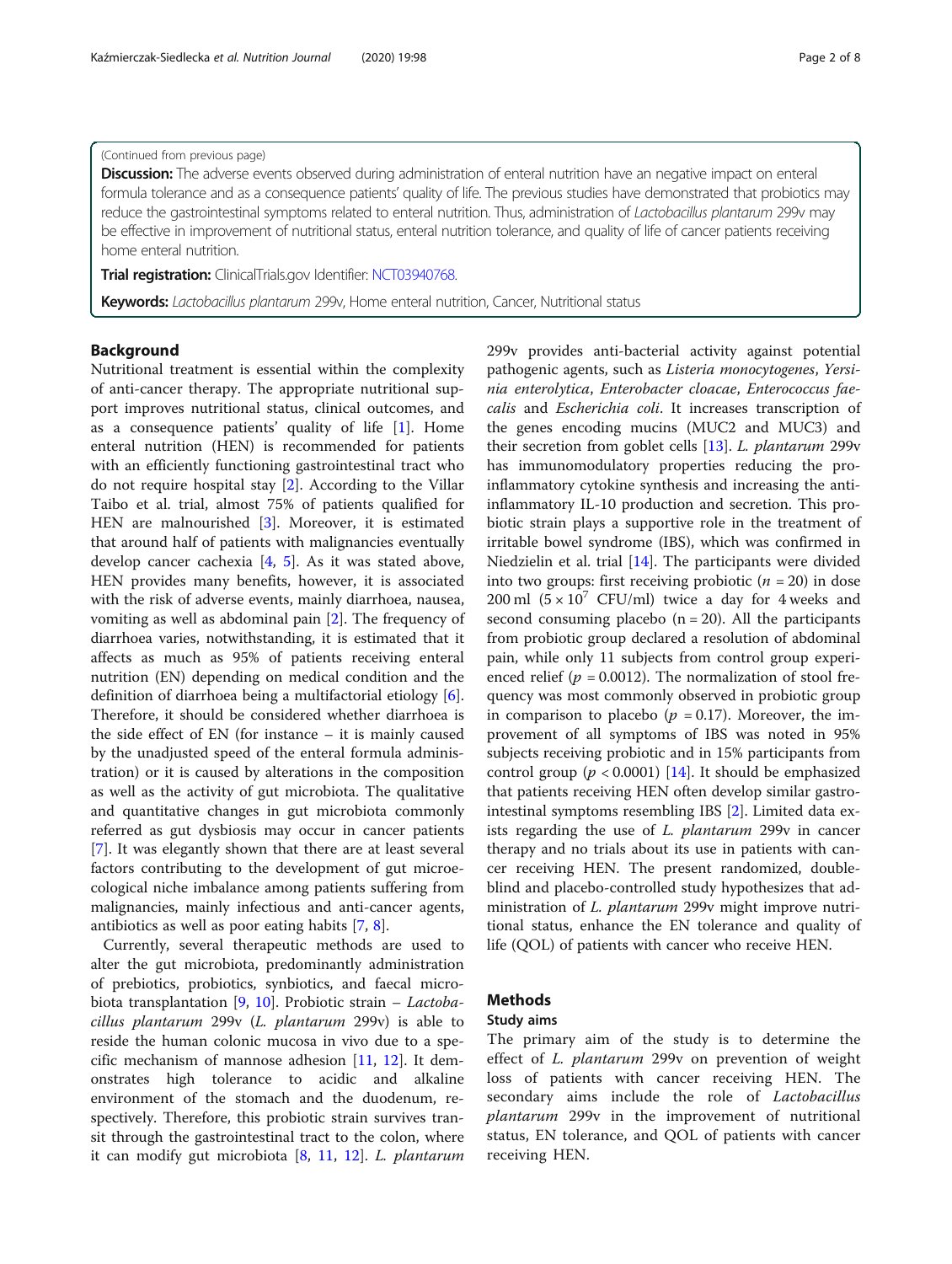(Continued from previous page)

**Discussion:** The adverse events observed during administration of enteral nutrition have an negative impact on enteral formula tolerance and as a consequence patients' quality of life. The previous studies have demonstrated that probiotics may reduce the gastrointestinal symptoms related to enteral nutrition. Thus, administration of *Lactobacillus plantarum* 299v may be effective in improvement of nutritional status, enteral nutrition tolerance, and quality of life of cancer patients receiving home enteral nutrition.

**Trial registration:** ClinicalTrials.gov Identifier: NCT03940768.

**Keywords:** *Lactobacillus plantarum* 299v, Home enteral nutrition, Cancer, Nutritional status

## Background

Nutritional treatment is essential within the complexity of anti-cancer therapy. The appropriate nutritional support improves nutritional status, clinical outcomes, and as a consequence patients' quality of life [1]. Home enteral nutrition (HEN) is recommended for patients with an efficiently functioning gastrointestinal tract who do not require hospital stay [2]. According to the Villar Taibo et al. trial, almost 75% of patients qualified for HEN are malnourished [3]. Moreover, it is estimated that around half of patients with malignancies eventually develop cancer cachexia [4, 5]. As it was stated above, HEN provides many benefits, however, it is associated with the risk of adverse events, mainly diarrhoea, nausea, vomiting as well as abdominal pain [2]. The frequency of diarrhoea varies, notwithstanding, it is estimated that it affects as much as 95% of patients receiving enteral nutrition (EN) depending on medical condition and the definition of diarrhoea being a multifactorial etiology [6]. Therefore, it should be considered whether diarrhoea is the side effect of EN (for instance – it is mainly caused by the unadjusted speed of the enteral formula administration) or it is caused by alterations in the composition as well as the activity of gut microbiota. The qualitative and quantitative changes in gut microbiota commonly referred as gut dysbiosis may occur in cancer patients [7]. It was elegantly shown that there are at least several factors contributing to the development of gut microecological niche imbalance among patients suffering from malignancies, mainly infectious and anti-cancer agents, antibiotics as well as poor eating habits [7, 8].

Currently, several therapeutic methods are used to alter the gut microbiota, predominantly administration of prebiotics, probiotics, synbiotics, and faecal microbiota transplantation [9, 10]. Probiotic strain – *Lactobacillus plantarum* 299v (*L. plantarum* 299v) is able to reside the human colonic mucosa in vivo due to a specific mechanism of mannose adhesion [11, 12]. It demonstrates high tolerance to acidic and alkaline environment of the stomach and the duodenum, respectively. Therefore, this probiotic strain survives transit through the gastrointestinal tract to the colon, where it can modify gut microbiota [8, 11, 12]. *L. plantarum* 299v provides anti-bacterial activity against potential pathogenic agents, such as *Listeria monocytogenes*, *Yersinia enterolytica*, *Enterobacter cloacae*, *Enterococcus faecalis* and *Escherichia coli*. It increases transcription of the genes encoding mucins (MUC2 and MUC3) and their secretion from goblet cells [13]. *L. plantarum* 299v has immunomodulatory properties reducing the pro-inflammatory cytokine synthesis and increasing the anti-inflammatory IL-10 production and secretion. This probiotic strain plays a supportive role in the treatment of irritable bowel syndrome (IBS), which was confirmed in Niedzielin et al. trial [14]. The participants were divided into two groups: first receiving probiotic ($n = 20$) in dose 200 ml ($5 \times 10^7$ CFU/ml) twice a day for 4 weeks and second consuming placebo (n = 20). All the participants from probiotic group declared a resolution of abdominal pain, while only 11 subjects from control group experienced relief ($p = 0.0012$). The normalization of stool frequency was most commonly observed in probiotic group in comparison to placebo ($p = 0.17$). Moreover, the improvement of all symptoms of IBS was noted in 95% subjects receiving probiotic and in 15% participants from control group ($p < 0.0001$) [14]. It should be emphasized that patients receiving HEN often develop similar gastrointestinal symptoms resembling IBS [2]. Limited data exists regarding the use of *L. plantarum* 299v in cancer therapy and no trials about its use in patients with cancer receiving HEN. The present randomized, double-blind and placebo-controlled study hypothesizes that administration of *L. plantarum* 299v might improve nutritional status, enhance the EN tolerance and quality of life (QOL) of patients with cancer who receive HEN.

## Methods

### Study aims

The primary aim of the study is to determine the effect of *L. plantarum* 299v on prevention of weight loss of patients with cancer receiving HEN. The secondary aims include the role of *Lactobacillus plantarum* 299v in the improvement of nutritional status, EN tolerance, and QOL of patients with cancer receiving HEN.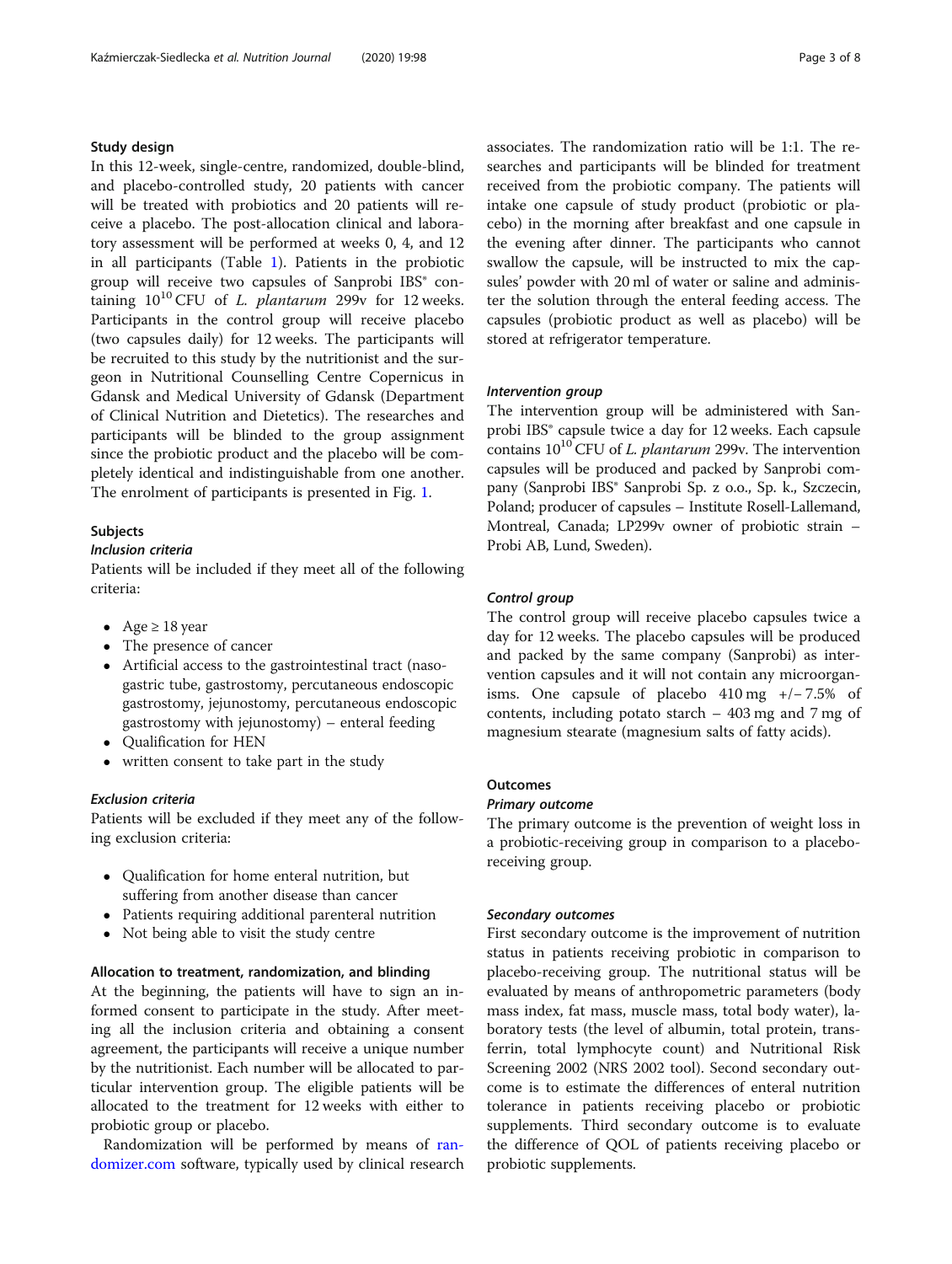## Study design

In this 12-week, single-centre, randomized, double-blind, and placebo-controlled study, 20 patients with cancer will be treated with probiotics and 20 patients will receive a placebo. The post-allocation clinical and laboratory assessment will be performed at weeks 0, 4, and 12 in all participants (Table 1). Patients in the probiotic group will receive two capsules of Sanprobi IBS® containing $10^{10}$ CFU of *L. plantarum* 299v for 12 weeks. Participants in the control group will receive placebo (two capsules daily) for 12 weeks. The participants will be recruited to this study by the nutritionist and the surgeon in Nutritional Counselling Centre Copernicus in Gdansk and Medical University of Gdansk (Department of Clinical Nutrition and Dietetics). The researches and participants will be blinded to the group assignment since the probiotic product and the placebo will be completely identical and indistinguishable from one another. The enrolment of participants is presented in Fig. 1.

## Subjects

### Inclusion criteria

Patients will be included if they meet all of the following criteria:

- Age ≥ 18 year
- The presence of cancer
- Artificial access to the gastrointestinal tract (nasogastric tube, gastrostomy, percutaneous endoscopic gastrostomy, jejunostomy, percutaneous endoscopic gastrostomy with jejunostomy) – enteral feeding
- Qualification for HEN
- written consent to take part in the study

### Exclusion criteria

Patients will be excluded if they meet any of the following exclusion criteria:

- Qualification for home enteral nutrition, but suffering from another disease than cancer
- Patients requiring additional parenteral nutrition
- Not being able to visit the study centre

## Allocation to treatment, randomization, and blinding

At the beginning, the patients will have to sign an informed consent to participate in the study. After meeting all the inclusion criteria and obtaining a consent agreement, the participants will receive a unique number by the nutritionist. Each number will be allocated to particular intervention group. The eligible patients will be allocated to the treatment for 12 weeks with either to probiotic group or placebo.

Randomization will be performed by means of randomizer.com software, typically used by clinical research associates. The randomization ratio will be 1:1. The researches and participants will be blinded for treatment received from the probiotic company. The patients will intake one capsule of study product (probiotic or placebo) in the morning after breakfast and one capsule in the evening after dinner. The participants who cannot swallow the capsule, will be instructed to mix the capsules' powder with 20 ml of water or saline and administer the solution through the enteral feeding access. The capsules (probiotic product as well as placebo) will be stored at refrigerator temperature.

### Intervention group

The intervention group will be administered with Sanprobi IBS® capsule twice a day for 12 weeks. Each capsule contains $10^{10}$ CFU of *L. plantarum* 299v. The intervention capsules will be produced and packed by Sanprobi company (Sanprobi IBS® Sanprobi Sp. z o.o., Sp. k., Szczecin, Poland; producer of capsules – Institute Rosell-Lallemand, Montreal, Canada; LP299v owner of probiotic strain – Probi AB, Lund, Sweden).

### Control group

The control group will receive placebo capsules twice a day for 12 weeks. The placebo capsules will be produced and packed by the same company (Sanprobi) as intervention capsules and it will not contain any microorganisms. One capsule of placebo 410 mg +/− 7.5% of contents, including potato starch – 403 mg and 7 mg of magnesium stearate (magnesium salts of fatty acids).

## Outcomes

### Primary outcome

The primary outcome is the prevention of weight loss in a probiotic-receiving group in comparison to a placebo-receiving group.

### Secondary outcomes

First secondary outcome is the improvement of nutrition status in patients receiving probiotic in comparison to placebo-receiving group. The nutritional status will be evaluated by means of anthropometric parameters (body mass index, fat mass, muscle mass, total body water), laboratory tests (the level of albumin, total protein, transferrin, total lymphocyte count) and Nutritional Risk Screening 2002 (NRS 2002 tool). Second secondary outcome is to estimate the differences of enteral nutrition tolerance in patients receiving placebo or probiotic supplements. Third secondary outcome is to evaluate the difference of QOL of patients receiving placebo or probiotic supplements.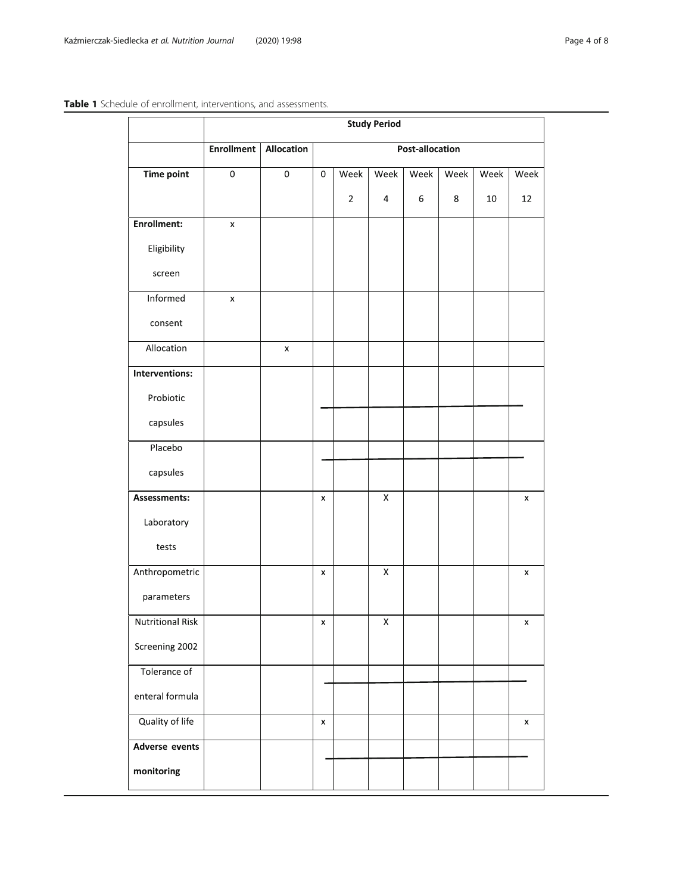**Table 1** Schedule of enrollment, interventions, and assessments.

| | Study Period | | | | | | | | |
|---|---|---|---|---|---|---|---|---|---|
| | Enrollment | Allocation | Post-allocation | | | | | | |
| Time point | 0 | 0 | 0 | Week 2 | Week 4 | Week 6 | Week 8 | Week 10 | Week 12 |
| **Enrollment:** Eligibility screen | x | | | | | | | | |
| Informed consent | x | | | | | | | | |
| Allocation | | x | | | | | | | |
| **Interventions:** Probiotic capsules | | | ——— | ——— | ——— | ——— | ——— | ——— | ——— |
| Placebo capsules | | | ——— | ——— | ——— | ——— | ——— | ——— | ——— |
| **Assessments:** Laboratory tests | | | x | | X | | | | x |
| Anthropometric parameters | | | x | | X | | | | x |
| Nutritional Risk Screening 2002 | | | x | | X | | | | x |
| Tolerance of enteral formula | | | ——— | ——— | ——— | ——— | ——— | ——— | ——— |
| Quality of life | | | x | | | | | | x |
| **Adverse events monitoring** | | | ——— | ——— | ——— | ——— | ——— | ——— | ——— |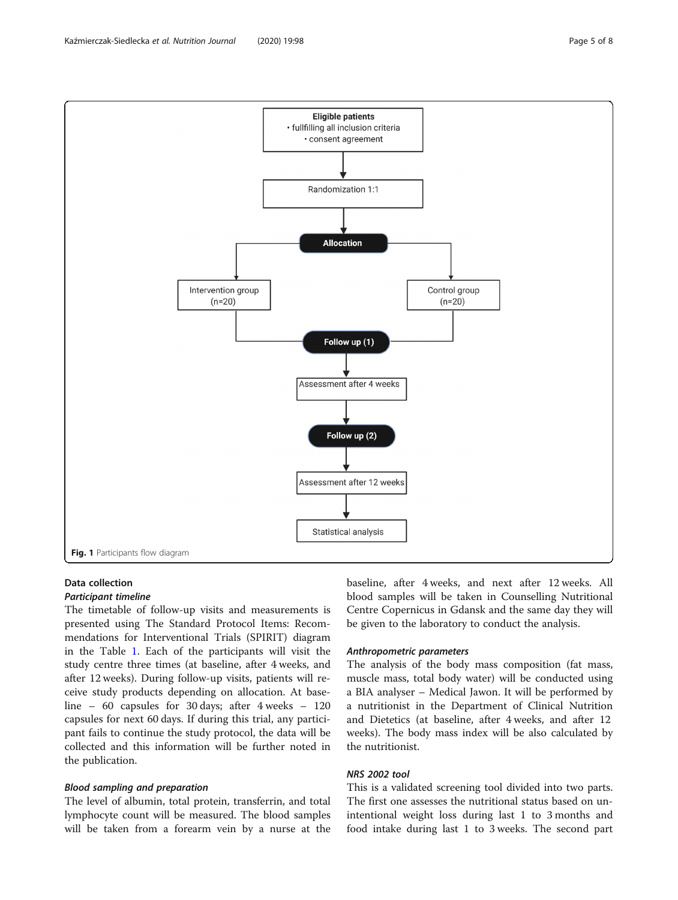Fig. 1 Participants flow diagram

## Data collection

### *Participant timeline*

The timetable of follow-up visits and measurements is presented using The Standard Protocol Items: Recommendations for Interventional Trials (SPIRIT) diagram in the Table 1. Each of the participants will visit the study centre three times (at baseline, after 4 weeks, and after 12 weeks). During follow-up visits, patients will receive study products depending on allocation. At baseline – 60 capsules for 30 days; after 4 weeks – 120 capsules for next 60 days. If during this trial, any participant fails to continue the study protocol, the data will be collected and this information will be further noted in the publication.

### *Blood sampling and preparation*

The level of albumin, total protein, transferrin, and total lymphocyte count will be measured. The blood samples will be taken from a forearm vein by a nurse at the baseline, after 4 weeks, and next after 12 weeks. All blood samples will be taken in Counselling Nutritional Centre Copernicus in Gdansk and the same day they will be given to the laboratory to conduct the analysis.

### *Anthropometric parameters*

The analysis of the body mass composition (fat mass, muscle mass, total body water) will be conducted using a BIA analyser – Medical Jawon. It will be performed by a nutritionist in the Department of Clinical Nutrition and Dietetics (at baseline, after 4 weeks, and after 12 weeks). The body mass index will be also calculated by the nutritionist.

### *NRS 2002 tool*

This is a validated screening tool divided into two parts. The first one assesses the nutritional status based on unintentional weight loss during last 1 to 3 months and food intake during last 1 to 3 weeks. The second part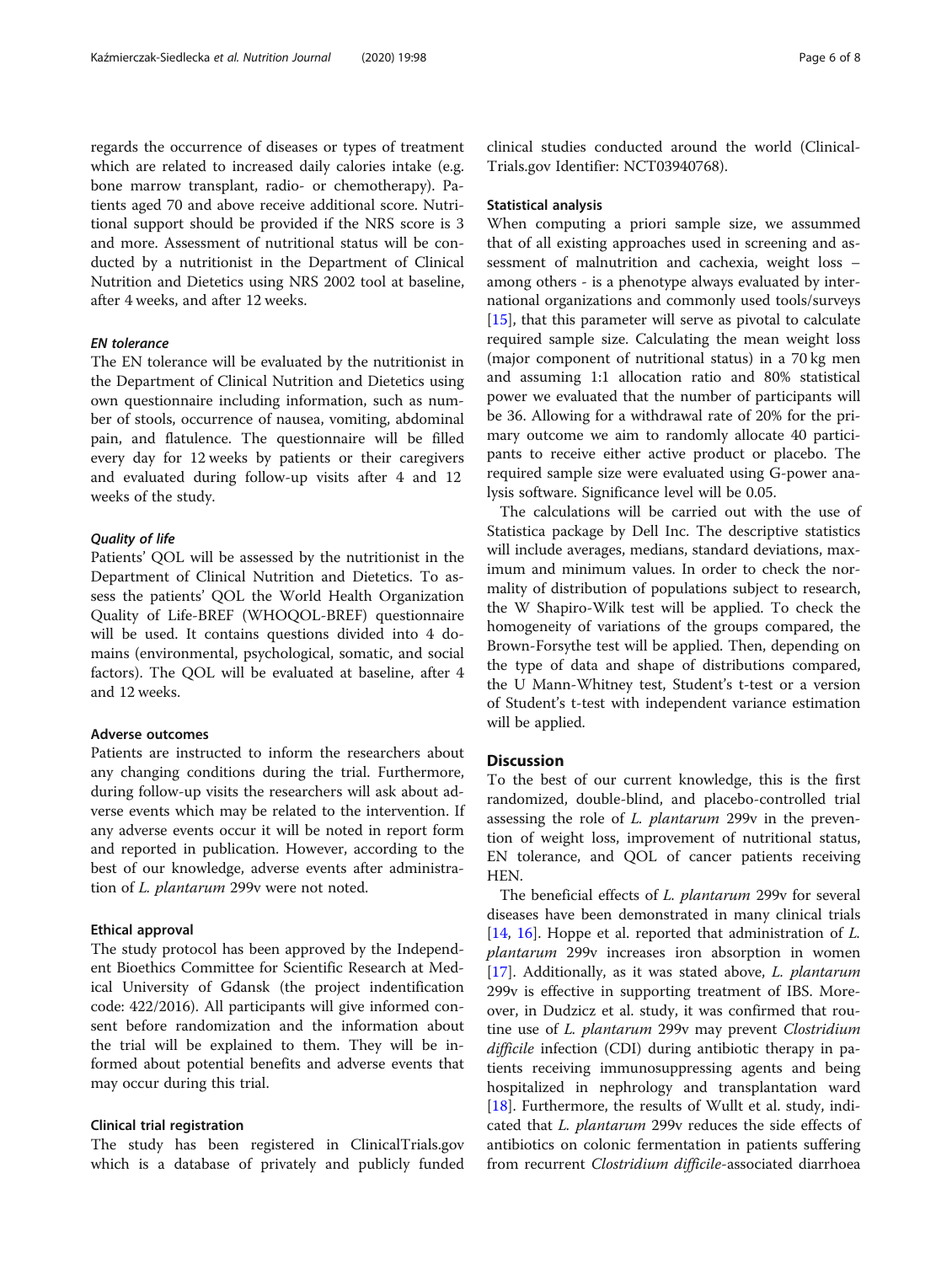regards the occurrence of diseases or types of treatment which are related to increased daily calories intake (e.g. bone marrow transplant, radio- or chemotherapy). Patients aged 70 and above receive additional score. Nutritional support should be provided if the NRS score is 3 and more. Assessment of nutritional status will be conducted by a nutritionist in the Department of Clinical Nutrition and Dietetics using NRS 2002 tool at baseline, after 4 weeks, and after 12 weeks.

#### *EN tolerance*

The EN tolerance will be evaluated by the nutritionist in the Department of Clinical Nutrition and Dietetics using own questionnaire including information, such as number of stools, occurrence of nausea, vomiting, abdominal pain, and flatulence. The questionnaire will be filled every day for 12 weeks by patients or their caregivers and evaluated during follow-up visits after 4 and 12 weeks of the study.

#### *Quality of life*

Patients' QOL will be assessed by the nutritionist in the Department of Clinical Nutrition and Dietetics. To assess the patients' QOL the World Health Organization Quality of Life-BREF (WHOQOL-BREF) questionnaire will be used. It contains questions divided into 4 domains (environmental, psychological, somatic, and social factors). The QOL will be evaluated at baseline, after 4 and 12 weeks.

### Adverse outcomes

Patients are instructed to inform the researchers about any changing conditions during the trial. Furthermore, during follow-up visits the researchers will ask about adverse events which may be related to the intervention. If any adverse events occur it will be noted in report form and reported in publication. However, according to the best of our knowledge, adverse events after administration of *L. plantarum* 299v were not noted.

### Ethical approval

The study protocol has been approved by the Independent Bioethics Committee for Scientific Research at Medical University of Gdansk (the project indentification code: 422/2016). All participants will give informed consent before randomization and the information about the trial will be explained to them. They will be informed about potential benefits and adverse events that may occur during this trial.

### Clinical trial registration

The study has been registered in ClinicalTrials.gov which is a database of privately and publicly funded clinical studies conducted around the world (ClinicalTrials.gov Identifier: NCT03940768).

### Statistical analysis

When computing a priori sample size, we assummed that of all existing approaches used in screening and assessment of malnutrition and cachexia, weight loss – among others - is a phenotype always evaluated by international organizations and commonly used tools/surveys [15], that this parameter will serve as pivotal to calculate required sample size. Calculating the mean weight loss (major component of nutritional status) in a 70 kg men and assuming 1:1 allocation ratio and 80% statistical power we evaluated that the number of participants will be 36. Allowing for a withdrawal rate of 20% for the primary outcome we aim to randomly allocate 40 participants to receive either active product or placebo. The required sample size were evaluated using G-power analysis software. Significance level will be 0.05.

The calculations will be carried out with the use of Statistica package by Dell Inc. The descriptive statistics will include averages, medians, standard deviations, maximum and minimum values. In order to check the normality of distribution of populations subject to research, the W Shapiro-Wilk test will be applied. To check the homogeneity of variations of the groups compared, the Brown-Forsythe test will be applied. Then, depending on the type of data and shape of distributions compared, the U Mann-Whitney test, Student's t-test or a version of Student's t-test with independent variance estimation will be applied.

## Discussion

To the best of our current knowledge, this is the first randomized, double-blind, and placebo-controlled trial assessing the role of *L. plantarum* 299v in the prevention of weight loss, improvement of nutritional status, EN tolerance, and QOL of cancer patients receiving HEN.

The beneficial effects of *L. plantarum* 299v for several diseases have been demonstrated in many clinical trials [14, 16]. Hoppe et al. reported that administration of *L. plantarum* 299v increases iron absorption in women [17]. Additionally, as it was stated above, *L. plantarum* 299v is effective in supporting treatment of IBS. Moreover, in Dudzicz et al. study, it was confirmed that routine use of *L. plantarum* 299v may prevent *Clostridium difficile* infection (CDI) during antibiotic therapy in patients receiving immunosuppressing agents and being hospitalized in nephrology and transplantation ward [18]. Furthermore, the results of Wullt et al. study, indicated that *L. plantarum* 299v reduces the side effects of antibiotics on colonic fermentation in patients suffering from recurrent *Clostridium difficile*-associated diarrhoea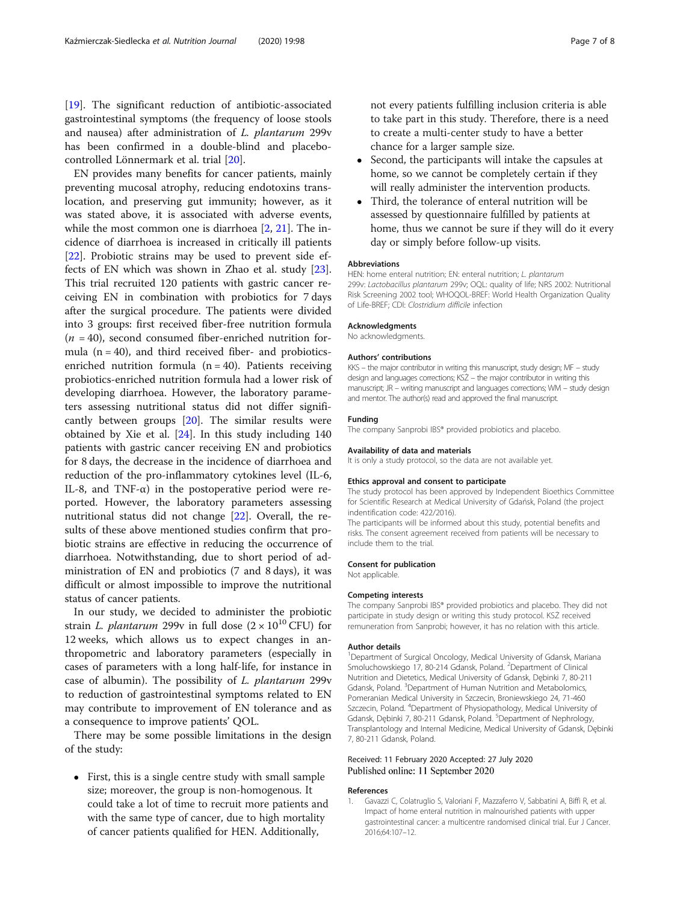[19]. The significant reduction of antibiotic-associated gastrointestinal symptoms (the frequency of loose stools and nausea) after administration of *L. plantarum* 299v has been confirmed in a double-blind and placebo-controlled Lönnermark et al. trial [20].

EN provides many benefits for cancer patients, mainly preventing mucosal atrophy, reducing endotoxins translocation, and preserving gut immunity; however, as it was stated above, it is associated with adverse events, while the most common one is diarrhoea [2, 21]. The incidence of diarrhoea is increased in critically ill patients [22]. Probiotic strains may be used to prevent side effects of EN which was shown in Zhao et al. study [23]. This trial recruited 120 patients with gastric cancer receiving EN in combination with probiotics for 7 days after the surgical procedure. The patients were divided into 3 groups: first received fiber-free nutrition formula ($n$ = 40), second consumed fiber-enriched nutrition formula (n = 40), and third received fiber- and probiotics-enriched nutrition formula (n = 40). Patients receiving probiotics-enriched nutrition formula had a lower risk of developing diarrhoea. However, the laboratory parameters assessing nutritional status did not differ significantly between groups [20]. The similar results were obtained by Xie et al. [24]. In this study including 140 patients with gastric cancer receiving EN and probiotics for 8 days, the decrease in the incidence of diarrhoea and reduction of the pro-inflammatory cytokines level (IL-6, IL-8, and TNF-α) in the postoperative period were reported. However, the laboratory parameters assessing nutritional status did not change [22]. Overall, the results of these above mentioned studies confirm that probiotic strains are effective in reducing the occurrence of diarrhoea. Notwithstanding, due to short period of administration of EN and probiotics (7 and 8 days), it was difficult or almost impossible to improve the nutritional status of cancer patients.

In our study, we decided to administer the probiotic strain *L. plantarum* 299v in full dose ($2 \times 10^{10}$ CFU) for 12 weeks, which allows us to expect changes in anthropometric and laboratory parameters (especially in cases of parameters with a long half-life, for instance in case of albumin). The possibility of *L. plantarum* 299v to reduction of gastrointestinal symptoms related to EN may contribute to improvement of EN tolerance and as a consequence to improve patients' QOL.

There may be some possible limitations in the design of the study:

- First, this is a single centre study with small sample size; moreover, the group is non-homogenous. It could take a lot of time to recruit more patients and with the same type of cancer, due to high mortality of cancer patients qualified for HEN. Additionally, not every patients fulfilling inclusion criteria is able to take part in this study. Therefore, there is a need to create a multi-center study to have a better chance for a larger sample size.
- Second, the participants will intake the capsules at home, so we cannot be completely certain if they will really administer the intervention products.
- Third, the tolerance of enteral nutrition will be assessed by questionnaire fulfilled by patients at home, thus we cannot be sure if they will do it every day or simply before follow-up visits.

### Abbreviations

HEN: home enteral nutrition; EN: enteral nutrition; *L. plantarum* 299v: *Lactobacillus plantarum* 299v; OQL: quality of life; NRS 2002: Nutritional Risk Screening 2002 tool; WHOQOL-BREF: World Health Organization Quality of Life-BREF; CDI: *Clostridium difficile* infection

### Acknowledgments

No acknowledgments.

### Authors' contributions

KKS – the major contributor in writing this manuscript, study design; MF – study design and languages corrections; KSŻ – the major contributor in writing this manuscript; JR – writing manuscript and languages corrections; WM – study design and mentor. The author(s) read and approved the final manuscript.

### Funding

The company Sanprobi IBS® provided probiotics and placebo.

### Availability of data and materials

It is only a study protocol, so the data are not available yet.

### Ethics approval and consent to participate

The study protocol has been approved by Independent Bioethics Committee for Scientific Research at Medical University of Gdańsk, Poland (the project indentification code: 422/2016).

The participants will be informed about this study, potential benefits and risks. The consent agreement received from patients will be necessary to include them to the trial.

### Consent for publication

Not applicable.

### Competing interests

The company Sanprobi IBS® provided probiotics and placebo. They did not participate in study design or writing this study protocol. KSŻ received remuneration from Sanprobi; however, it has no relation with this article.

### Author details

[1]Department of Surgical Oncology, Medical University of Gdansk, Mariana Smoluchowskiego 17, 80-214 Gdansk, Poland. [2]Department of Clinical Nutrition and Dietetics, Medical University of Gdansk, Dębinki 7, 80-211 Gdansk, Poland. [3]Department of Human Nutrition and Metabolomics, Pomeranian Medical University in Szczecin, Broniewskiego 24, 71-460 Szczecin, Poland. [4]Department of Physiopathology, Medical University of Gdansk, Dębinki 7, 80-211 Gdansk, Poland. [5]Department of Nephrology, Transplantology and Internal Medicine, Medical University of Gdansk, Dębinki 7, 80-211 Gdansk, Poland.

Received: 11 February 2020 Accepted: 27 July 2020
Published online: 11 September 2020

### References

1. Gavazzi C, Colatruglio S, Valoriani F, Mazzaferro V, Sabbatini A, Biffi R, et al. Impact of home enteral nutrition in malnourished patients with upper gastrointestinal cancer: a multicentre randomised clinical trial. Eur J Cancer. 2016;64:107–12.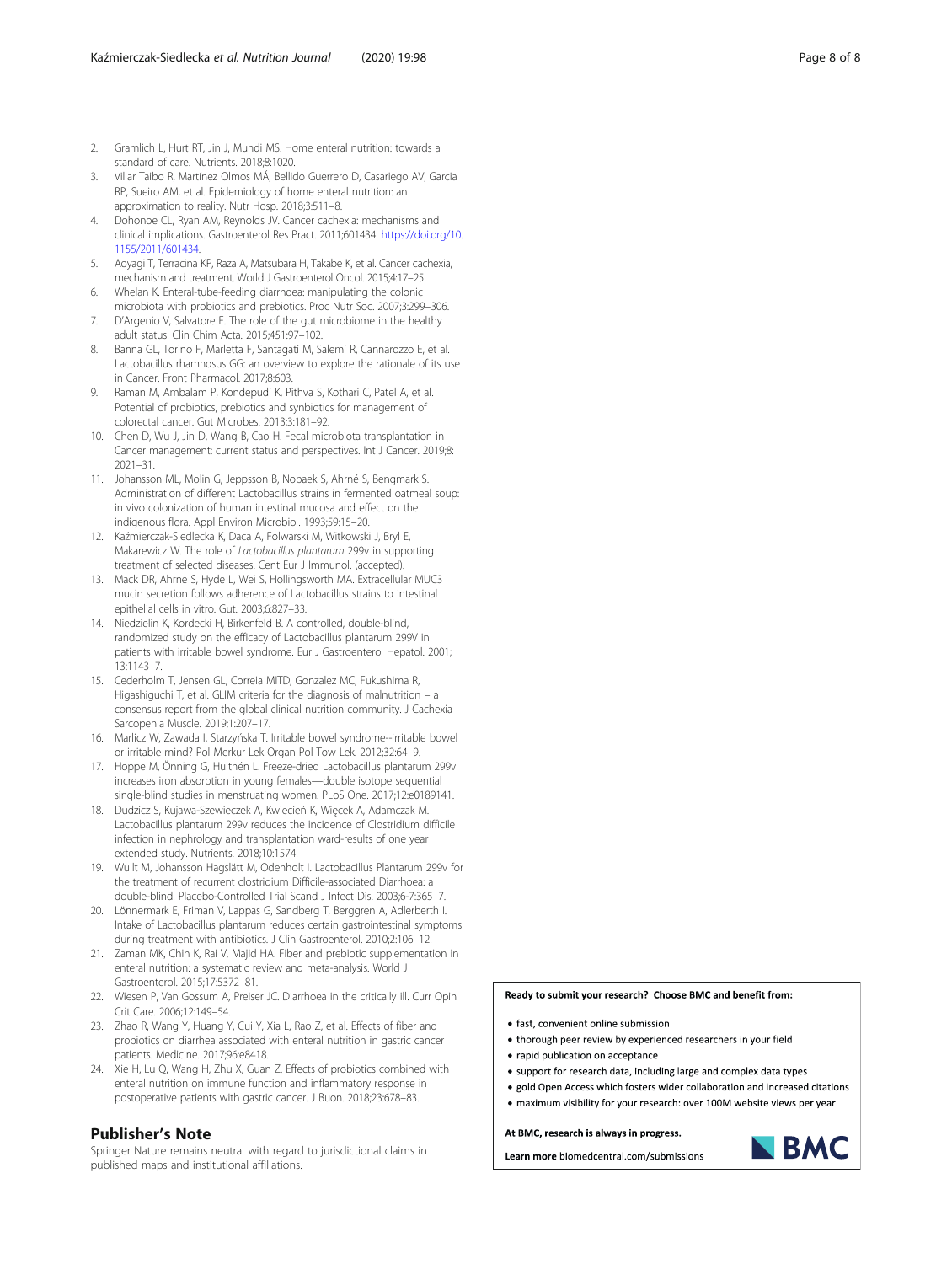2. Gramlich L, Hurt RT, Jin J, Mundi MS. Home enteral nutrition: towards a standard of care. Nutrients. 2018;8:1020.
3. Villar Taibo R, Martínez Olmos MÁ, Bellido Guerrero D, Casariego AV, Garcia RP, Sueiro AM, et al. Epidemiology of home enteral nutrition: an approximation to reality. Nutr Hosp. 2018;3:511–8.
4. Dohonoe CL, Ryan AM, Reynolds JV. Cancer cachexia: mechanisms and clinical implications. Gastroenterol Res Pract. 2011;601434. https://doi.org/10.1155/2011/601434.
5. Aoyagi T, Terracina KP, Raza A, Matsubara H, Takabe K, et al. Cancer cachexia, mechanism and treatment. World J Gastroenterol Oncol. 2015;4:17–25.
6. Whelan K. Enteral-tube-feeding diarrhoea: manipulating the colonic microbiota with probiotics and prebiotics. Proc Nutr Soc. 2007;3:299–306.
7. D'Argenio V, Salvatore F. The role of the gut microbiome in the healthy adult status. Clin Chim Acta. 2015;451:97–102.
8. Banna GL, Torino F, Marletta F, Santagati M, Salemi R, Cannarozzo E, et al. Lactobacillus rhamnosus GG: an overview to explore the rationale of its use in Cancer. Front Pharmacol. 2017;8:603.
9. Raman M, Ambalam P, Kondepudi K, Pithva S, Kothari C, Patel A, et al. Potential of probiotics, prebiotics and synbiotics for management of colorectal cancer. Gut Microbes. 2013;3:181–92.
10. Chen D, Wu J, Jin D, Wang B, Cao H. Fecal microbiota transplantation in Cancer management: current status and perspectives. Int J Cancer. 2019;8:2021–31.
11. Johansson ML, Molin G, Jeppsson B, Nobaek S, Ahrné S, Bengmark S. Administration of different Lactobacillus strains in fermented oatmeal soup: in vivo colonization of human intestinal mucosa and effect on the indigenous flora. Appl Environ Microbiol. 1993;59:15–20.
12. Kaźmierczak-Siedlecka K, Daca A, Folwarski M, Witkowski J, Bryl E, Makarewicz W. The role of *Lactobacillus plantarum* 299v in supporting treatment of selected diseases. Cent Eur J Immunol. (accepted).
13. Mack DR, Ahrne S, Hyde L, Wei S, Hollingsworth MA. Extracellular MUC3 mucin secretion follows adherence of Lactobacillus strains to intestinal epithelial cells in vitro. Gut. 2003;6:827–33.
14. Niedzielin K, Kordecki H, Birkenfeld B. A controlled, double-blind, randomized study on the efficacy of Lactobacillus plantarum 299V in patients with irritable bowel syndrome. Eur J Gastroenterol Hepatol. 2001;13:1143–7.
15. Cederholm T, Jensen GL, Correia MITD, Gonzalez MC, Fukushima R, Higashiguchi T, et al. GLIM criteria for the diagnosis of malnutrition – a consensus report from the global clinical nutrition community. J Cachexia Sarcopenia Muscle. 2019;1:207–17.
16. Marlicz W, Zawada I, Starzyńska T. Irritable bowel syndrome--irritable bowel or irritable mind? Pol Merkur Lek Organ Pol Tow Lek. 2012;32:64–9.
17. Hoppe M, Önning G, Hulthén L. Freeze-dried Lactobacillus plantarum 299v increases iron absorption in young females—double isotope sequential single-blind studies in menstruating women. PLoS One. 2017;12:e0189141.
18. Dudzicz S, Kujawa-Szewieczek A, Kwiecień K, Więcek A, Adamczak M. Lactobacillus plantarum 299v reduces the incidence of Clostridium difficile infection in nephrology and transplantation ward-results of one year extended study. Nutrients. 2018;10:1574.
19. Wullt M, Johansson Hagslätt M, Odenholt I. Lactobacillus Plantarum 299v for the treatment of recurrent clostridium Difficile-associated Diarrhoea: a double-blind, Placebo-Controlled Trial Scand J Infect Dis. 2003;6-7:365–7.
20. Lönnermark E, Friman V, Lappas G, Sandberg T, Berggren A, Adlerberth I. Intake of Lactobacillus plantarum reduces certain gastrointestinal symptoms during treatment with antibiotics. J Clin Gastroenterol. 2010;2:106–12.
21. Zaman MK, Chin K, Rai V, Majid HA. Fiber and prebiotic supplementation in enteral nutrition: a systematic review and meta-analysis. World J Gastroenterol. 2015;17:5372–81.
22. Wiesen P, Van Gossum A, Preiser JC. Diarrhoea in the critically ill. Curr Opin Crit Care. 2006;12:149–54.
23. Zhao R, Wang Y, Huang Y, Cui Y, Xia L, Rao Z, et al. Effects of fiber and probiotics on diarrhea associated with enteral nutrition in gastric cancer patients. Medicine. 2017;96:e8418.
24. Xie H, Lu Q, Wang H, Zhu X, Guan Z. Effects of probiotics combined with enteral nutrition on immune function and inflammatory response in postoperative patients with gastric cancer. J Buon. 2018;23:678–83.

## Publisher's Note

Springer Nature remains neutral with regard to jurisdictional claims in published maps and institutional affiliations.

**Ready to submit your research? Choose BMC and benefit from:**

- fast, convenient online submission
- thorough peer review by experienced researchers in your field
- rapid publication on acceptance
- support for research data, including large and complex data types
- gold Open Access which fosters wider collaboration and increased citations
- maximum visibility for your research: over 100M website views per year

**At BMC, research is always in progress.**

**Learn more** biomedcentral.com/submissions

BMC